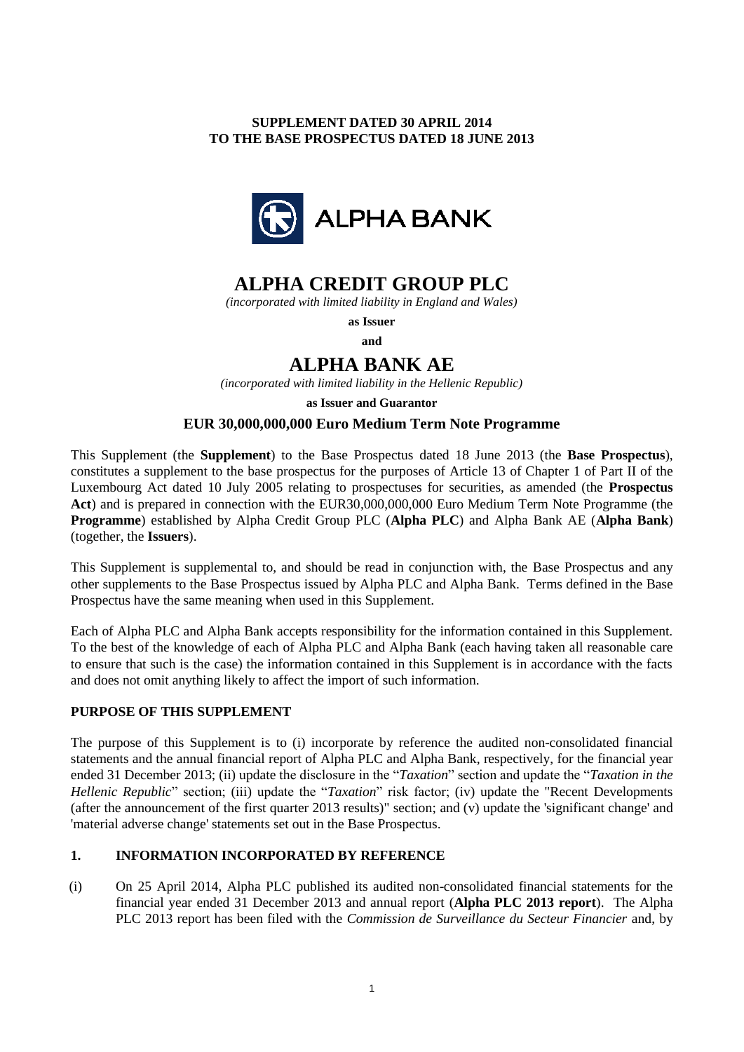**SUPPLEMENT DATED 30 APRIL 2014**
**TO THE BASE PROSPECTUS DATED 18 JUNE 2013**

ALPHA BANK

# ALPHA CREDIT GROUP PLC

*(incorporated with limited liability in England and Wales)*

**as Issuer**

**and**

# ALPHA BANK AE

*(incorporated with limited liability in the Hellenic Republic)*

**as Issuer and Guarantor**

**EUR 30,000,000,000 Euro Medium Term Note Programme**

This Supplement (the **Supplement**) to the Base Prospectus dated 18 June 2013 (the **Base Prospectus**), constitutes a supplement to the base prospectus for the purposes of Article 13 of Chapter 1 of Part II of the Luxembourg Act dated 10 July 2005 relating to prospectuses for securities, as amended (the **Prospectus Act**) and is prepared in connection with the EUR30,000,000,000 Euro Medium Term Note Programme (the **Programme**) established by Alpha Credit Group PLC (**Alpha PLC**) and Alpha Bank AE (**Alpha Bank**) (together, the **Issuers**).

This Supplement is supplemental to, and should be read in conjunction with, the Base Prospectus and any other supplements to the Base Prospectus issued by Alpha PLC and Alpha Bank. Terms defined in the Base Prospectus have the same meaning when used in this Supplement.

Each of Alpha PLC and Alpha Bank accepts responsibility for the information contained in this Supplement. To the best of the knowledge of each of Alpha PLC and Alpha Bank (each having taken all reasonable care to ensure that such is the case) the information contained in this Supplement is in accordance with the facts and does not omit anything likely to affect the import of such information.

## PURPOSE OF THIS SUPPLEMENT

The purpose of this Supplement is to (i) incorporate by reference the audited non-consolidated financial statements and the annual financial report of Alpha PLC and Alpha Bank, respectively, for the financial year ended 31 December 2013; (ii) update the disclosure in the "*Taxation*" section and update the "*Taxation in the Hellenic Republic*" section; (iii) update the "*Taxation*" risk factor; (iv) update the "Recent Developments (after the announcement of the first quarter 2013 results)" section; and (v) update the 'significant change' and 'material adverse change' statements set out in the Base Prospectus.

## 1. INFORMATION INCORPORATED BY REFERENCE

(i) On 25 April 2014, Alpha PLC published its audited non-consolidated financial statements for the financial year ended 31 December 2013 and annual report (**Alpha PLC 2013 report**). The Alpha PLC 2013 report has been filed with the *Commission de Surveillance du Secteur Financier* and, by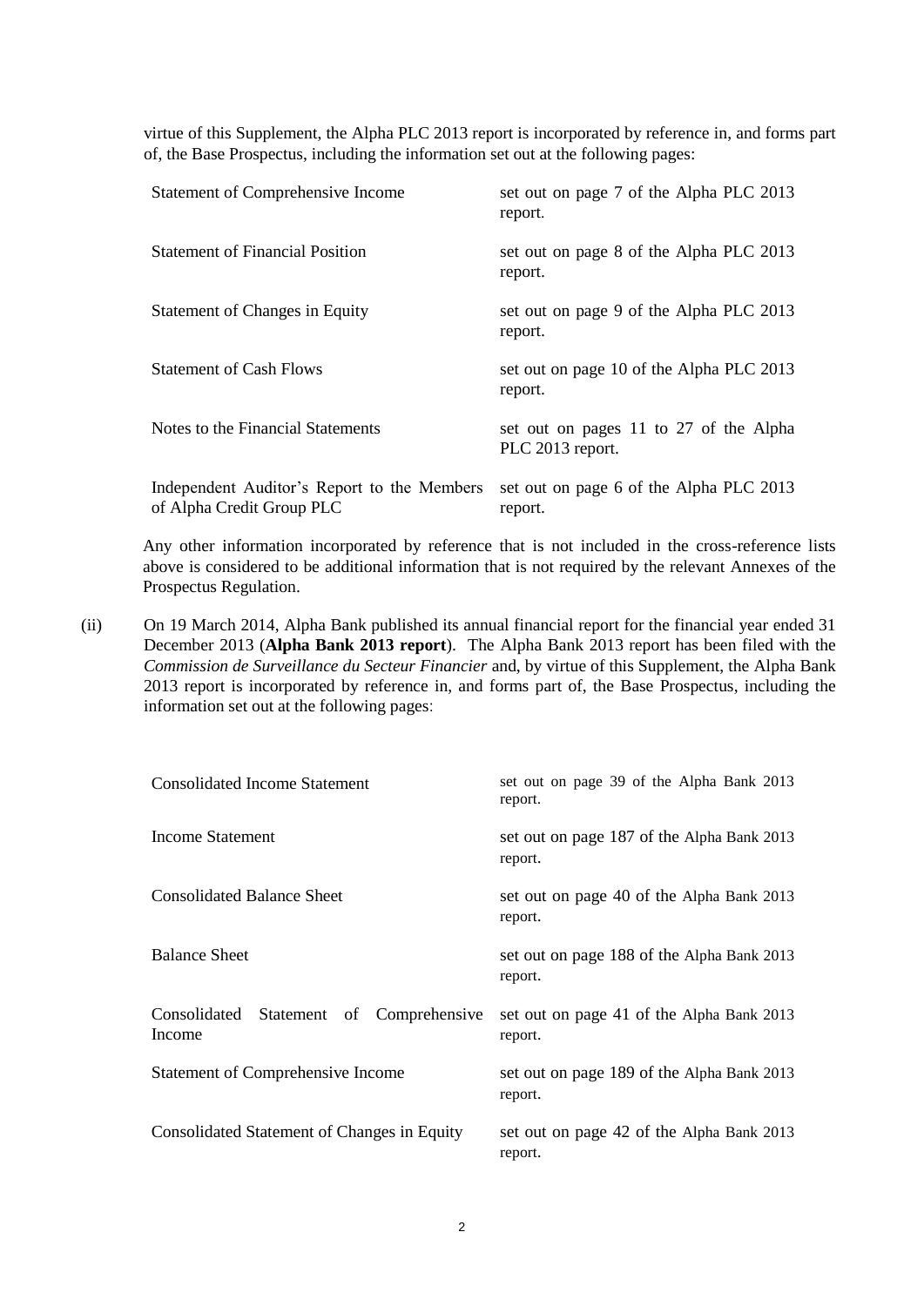virtue of this Supplement, the Alpha PLC 2013 report is incorporated by reference in, and forms part of, the Base Prospectus, including the information set out at the following pages:

| | |
|---|---|
| Statement of Comprehensive Income | set out on page 7 of the Alpha PLC 2013 report. |
| Statement of Financial Position | set out on page 8 of the Alpha PLC 2013 report. |
| Statement of Changes in Equity | set out on page 9 of the Alpha PLC 2013 report. |
| Statement of Cash Flows | set out on page 10 of the Alpha PLC 2013 report. |
| Notes to the Financial Statements | set out on pages 11 to 27 of the Alpha PLC 2013 report. |
| Independent Auditor's Report to the Members of Alpha Credit Group PLC | set out on page 6 of the Alpha PLC 2013 report. |

Any other information incorporated by reference that is not included in the cross-reference lists above is considered to be additional information that is not required by the relevant Annexes of the Prospectus Regulation.

(ii) On 19 March 2014, Alpha Bank published its annual financial report for the financial year ended 31 December 2013 (**Alpha Bank 2013 report**). The Alpha Bank 2013 report has been filed with the *Commission de Surveillance du Secteur Financier* and, by virtue of this Supplement, the Alpha Bank 2013 report is incorporated by reference in, and forms part of, the Base Prospectus, including the information set out at the following pages:

| | |
|---|---|
| Consolidated Income Statement | set out on page 39 of the Alpha Bank 2013 report. |
| Income Statement | set out on page 187 of the Alpha Bank 2013 report. |
| Consolidated Balance Sheet | set out on page 40 of the Alpha Bank 2013 report. |
| Balance Sheet | set out on page 188 of the Alpha Bank 2013 report. |
| Consolidated Statement of Comprehensive Income | set out on page 41 of the Alpha Bank 2013 report. |
| Statement of Comprehensive Income | set out on page 189 of the Alpha Bank 2013 report. |
| Consolidated Statement of Changes in Equity | set out on page 42 of the Alpha Bank 2013 report. |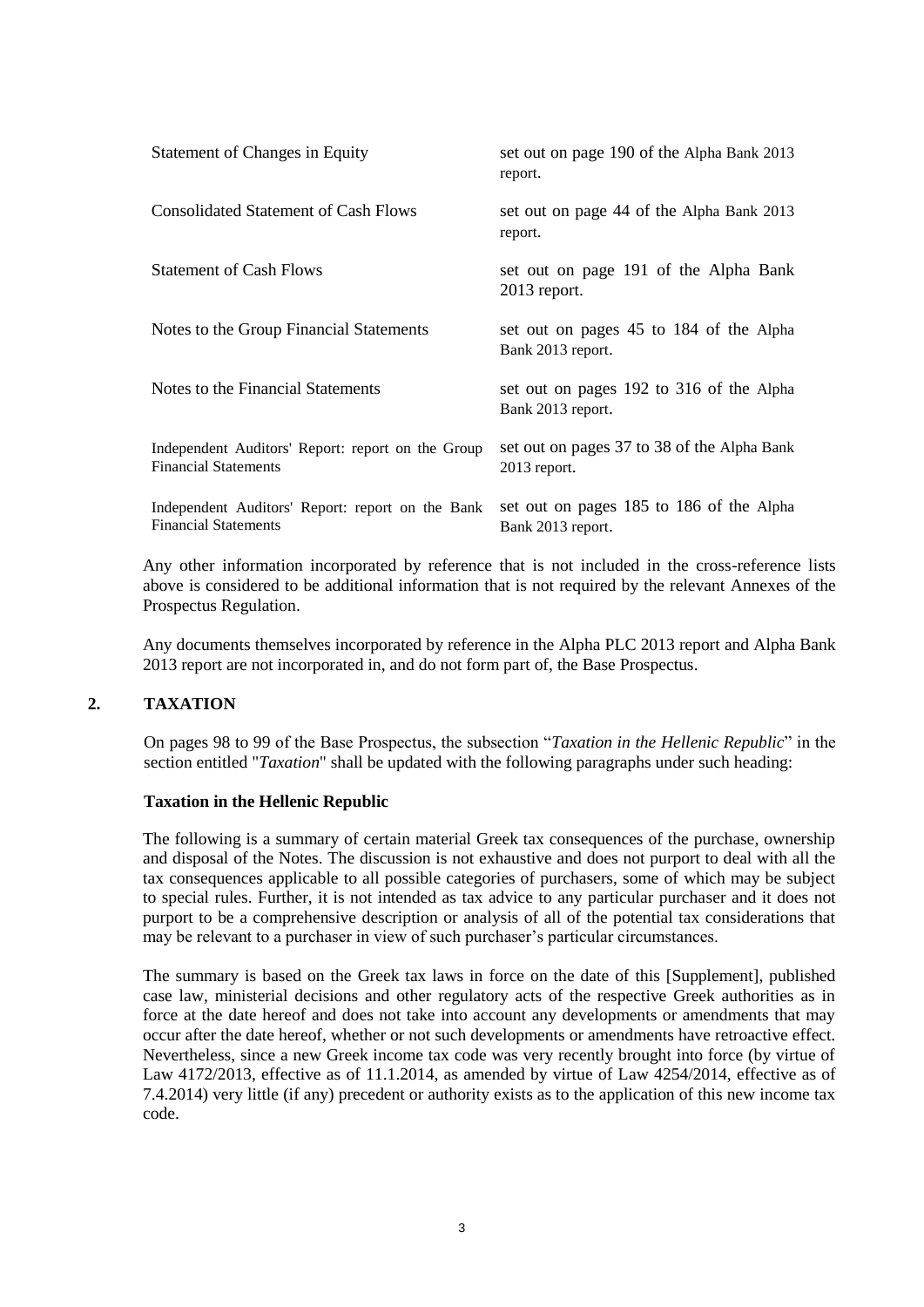| | |
|---|---|
| Statement of Changes in Equity | set out on page 190 of the Alpha Bank 2013 report. |
| Consolidated Statement of Cash Flows | set out on page 44 of the Alpha Bank 2013 report. |
| Statement of Cash Flows | set out on page 191 of the Alpha Bank 2013 report. |
| Notes to the Group Financial Statements | set out on pages 45 to 184 of the Alpha Bank 2013 report. |
| Notes to the Financial Statements | set out on pages 192 to 316 of the Alpha Bank 2013 report. |
| Independent Auditors' Report: report on the Group Financial Statements | set out on pages 37 to 38 of the Alpha Bank 2013 report. |
| Independent Auditors' Report: report on the Bank Financial Statements | set out on pages 185 to 186 of the Alpha Bank 2013 report. |

Any other information incorporated by reference that is not included in the cross-reference lists above is considered to be additional information that is not required by the relevant Annexes of the Prospectus Regulation.

Any documents themselves incorporated by reference in the Alpha PLC 2013 report and Alpha Bank 2013 report are not incorporated in, and do not form part of, the Base Prospectus.

## 2. TAXATION

On pages 98 to 99 of the Base Prospectus, the subsection "*Taxation in the Hellenic Republic*" in the section entitled "*Taxation*" shall be updated with the following paragraphs under such heading:

**Taxation in the Hellenic Republic**

The following is a summary of certain material Greek tax consequences of the purchase, ownership and disposal of the Notes. The discussion is not exhaustive and does not purport to deal with all the tax consequences applicable to all possible categories of purchasers, some of which may be subject to special rules. Further, it is not intended as tax advice to any particular purchaser and it does not purport to be a comprehensive description or analysis of all of the potential tax considerations that may be relevant to a purchaser in view of such purchaser's particular circumstances.

The summary is based on the Greek tax laws in force on the date of this [Supplement], published case law, ministerial decisions and other regulatory acts of the respective Greek authorities as in force at the date hereof and does not take into account any developments or amendments that may occur after the date hereof, whether or not such developments or amendments have retroactive effect. Nevertheless, since a new Greek income tax code was very recently brought into force (by virtue of Law 4172/2013, effective as of 11.1.2014, as amended by virtue of Law 4254/2014, effective as of 7.4.2014) very little (if any) precedent or authority exists as to the application of this new income tax code.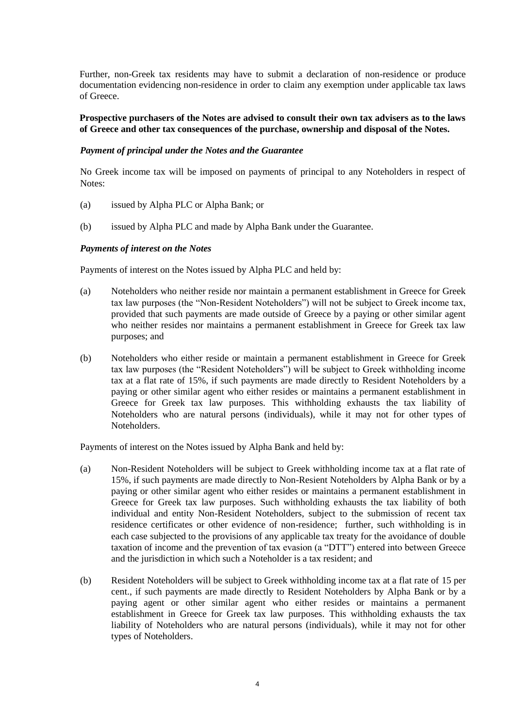Further, non-Greek tax residents may have to submit a declaration of non-residence or produce documentation evidencing non-residence in order to claim any exemption under applicable tax laws of Greece.

**Prospective purchasers of the Notes are advised to consult their own tax advisers as to the laws of Greece and other tax consequences of the purchase, ownership and disposal of the Notes.**

***Payment of principal under the Notes and the Guarantee***

No Greek income tax will be imposed on payments of principal to any Noteholders in respect of Notes:

(a) issued by Alpha PLC or Alpha Bank; or

(b) issued by Alpha PLC and made by Alpha Bank under the Guarantee.

***Payments of interest on the Notes***

Payments of interest on the Notes issued by Alpha PLC and held by:

(a) Noteholders who neither reside nor maintain a permanent establishment in Greece for Greek tax law purposes (the "Non-Resident Noteholders") will not be subject to Greek income tax, provided that such payments are made outside of Greece by a paying or other similar agent who neither resides nor maintains a permanent establishment in Greece for Greek tax law purposes; and

(b) Noteholders who either reside or maintain a permanent establishment in Greece for Greek tax law purposes (the "Resident Noteholders") will be subject to Greek withholding income tax at a flat rate of 15%, if such payments are made directly to Resident Noteholders by a paying or other similar agent who either resides or maintains a permanent establishment in Greece for Greek tax law purposes. This withholding exhausts the tax liability of Noteholders who are natural persons (individuals), while it may not for other types of Noteholders.

Payments of interest on the Notes issued by Alpha Bank and held by:

(a) Non-Resident Noteholders will be subject to Greek withholding income tax at a flat rate of 15%, if such payments are made directly to Non-Resient Noteholders by Alpha Bank or by a paying or other similar agent who either resides or maintains a permanent establishment in Greece for Greek tax law purposes. Such withholding exhausts the tax liability of both individual and entity Non-Resident Noteholders, subject to the submission of recent tax residence certificates or other evidence of non-residence; further, such withholding is in each case subjected to the provisions of any applicable tax treaty for the avoidance of double taxation of income and the prevention of tax evasion (a "DTT") entered into between Greece and the jurisdiction in which such a Noteholder is a tax resident; and

(b) Resident Noteholders will be subject to Greek withholding income tax at a flat rate of 15 per cent., if such payments are made directly to Resident Noteholders by Alpha Bank or by a paying agent or other similar agent who either resides or maintains a permanent establishment in Greece for Greek tax law purposes. This withholding exhausts the tax liability of Noteholders who are natural persons (individuals), while it may not for other types of Noteholders.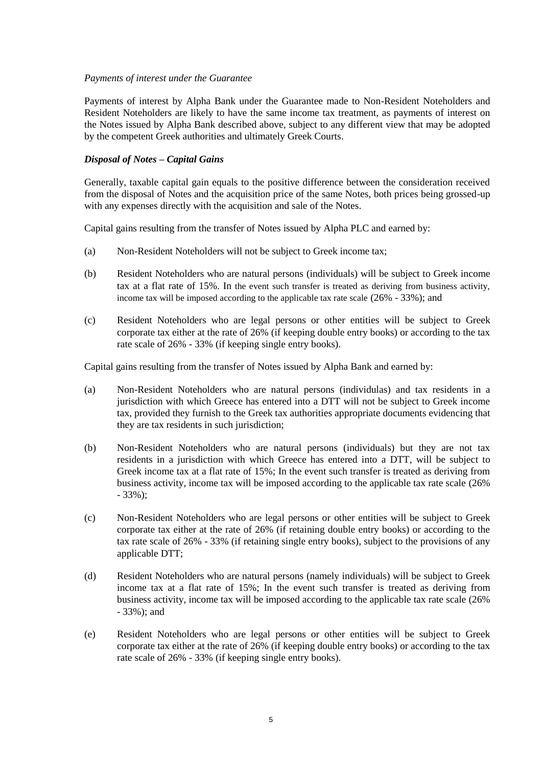*Payments of interest under the Guarantee*

Payments of interest by Alpha Bank under the Guarantee made to Non-Resident Noteholders and Resident Noteholders are likely to have the same income tax treatment, as payments of interest on the Notes issued by Alpha Bank described above, subject to any different view that may be adopted by the competent Greek authorities and ultimately Greek Courts.

***Disposal of Notes – Capital Gains***

Generally, taxable capital gain equals to the positive difference between the consideration received from the disposal of Notes and the acquisition price of the same Notes, both prices being grossed-up with any expenses directly with the acquisition and sale of the Notes.

Capital gains resulting from the transfer of Notes issued by Alpha PLC and earned by:

(a) Non-Resident Noteholders will not be subject to Greek income tax;

(b) Resident Noteholders who are natural persons (individuals) will be subject to Greek income tax at a flat rate of 15%. In the event such transfer is treated as deriving from business activity, income tax will be imposed according to the applicable tax rate scale (26% - 33%); and

(c) Resident Noteholders who are legal persons or other entities will be subject to Greek corporate tax either at the rate of 26% (if keeping double entry books) or according to the tax rate scale of 26% - 33% (if keeping single entry books).

Capital gains resulting from the transfer of Notes issued by Alpha Bank and earned by:

(a) Non-Resident Noteholders who are natural persons (individulas) and tax residents in a jurisdiction with which Greece has entered into a DTT will not be subject to Greek income tax, provided they furnish to the Greek tax authorities appropriate documents evidencing that they are tax residents in such jurisdiction;

(b) Non-Resident Noteholders who are natural persons (individuals) but they are not tax residents in a jurisdiction with which Greece has entered into a DTT, will be subject to Greek income tax at a flat rate of 15%; In the event such transfer is treated as deriving from business activity, income tax will be imposed according to the applicable tax rate scale (26% - 33%);

(c) Non-Resident Noteholders who are legal persons or other entities will be subject to Greek corporate tax either at the rate of 26% (if retaining double entry books) or according to the tax rate scale of 26% - 33% (if retaining single entry books), subject to the provisions of any applicable DTT;

(d) Resident Noteholders who are natural persons (namely individuals) will be subject to Greek income tax at a flat rate of 15%; In the event such transfer is treated as deriving from business activity, income tax will be imposed according to the applicable tax rate scale (26% - 33%); and

(e) Resident Noteholders who are legal persons or other entities will be subject to Greek corporate tax either at the rate of 26% (if keeping double entry books) or according to the tax rate scale of 26% - 33% (if keeping single entry books).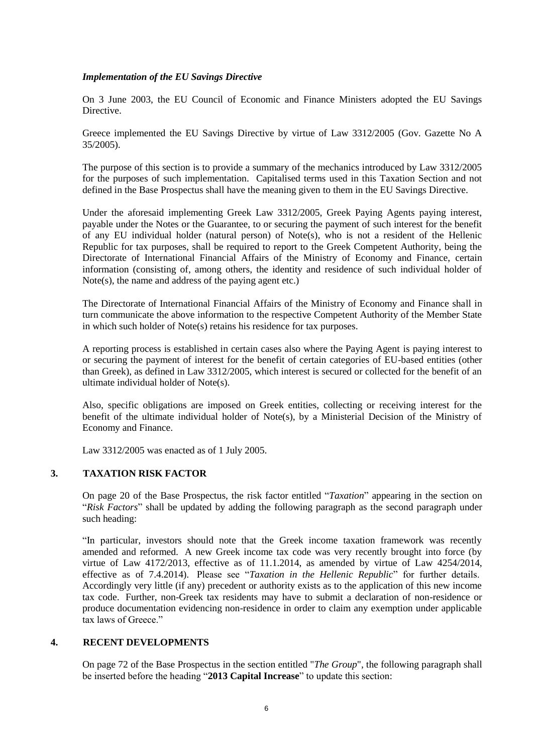### *Implementation of the EU Savings Directive*

On 3 June 2003, the EU Council of Economic and Finance Ministers adopted the EU Savings Directive.

Greece implemented the EU Savings Directive by virtue of Law 3312/2005 (Gov. Gazette No A 35/2005).

The purpose of this section is to provide a summary of the mechanics introduced by Law 3312/2005 for the purposes of such implementation. Capitalised terms used in this Taxation Section and not defined in the Base Prospectus shall have the meaning given to them in the EU Savings Directive.

Under the aforesaid implementing Greek Law 3312/2005, Greek Paying Agents paying interest, payable under the Notes or the Guarantee, to or securing the payment of such interest for the benefit of any EU individual holder (natural person) of Note(s), who is not a resident of the Hellenic Republic for tax purposes, shall be required to report to the Greek Competent Authority, being the Directorate of International Financial Affairs of the Ministry of Economy and Finance, certain information (consisting of, among others, the identity and residence of such individual holder of Note(s), the name and address of the paying agent etc.)

The Directorate of International Financial Affairs of the Ministry of Economy and Finance shall in turn communicate the above information to the respective Competent Authority of the Member State in which such holder of Note(s) retains his residence for tax purposes.

A reporting process is established in certain cases also where the Paying Agent is paying interest to or securing the payment of interest for the benefit of certain categories of EU-based entities (other than Greek), as defined in Law 3312/2005, which interest is secured or collected for the benefit of an ultimate individual holder of Note(s).

Also, specific obligations are imposed on Greek entities, collecting or receiving interest for the benefit of the ultimate individual holder of Note(s), by a Ministerial Decision of the Ministry of Economy and Finance.

Law 3312/2005 was enacted as of 1 July 2005.

## 3. TAXATION RISK FACTOR

On page 20 of the Base Prospectus, the risk factor entitled "*Taxation*" appearing in the section on "*Risk Factors*" shall be updated by adding the following paragraph as the second paragraph under such heading:

"In particular, investors should note that the Greek income taxation framework was recently amended and reformed. A new Greek income tax code was very recently brought into force (by virtue of Law 4172/2013, effective as of 11.1.2014, as amended by virtue of Law 4254/2014, effective as of 7.4.2014). Please see "*Taxation in the Hellenic Republic*" for further details. Accordingly very little (if any) precedent or authority exists as to the application of this new income tax code. Further, non-Greek tax residents may have to submit a declaration of non-residence or produce documentation evidencing non-residence in order to claim any exemption under applicable tax laws of Greece."

## 4. RECENT DEVELOPMENTS

On page 72 of the Base Prospectus in the section entitled "*The Group*", the following paragraph shall be inserted before the heading "**2013 Capital Increase**" to update this section: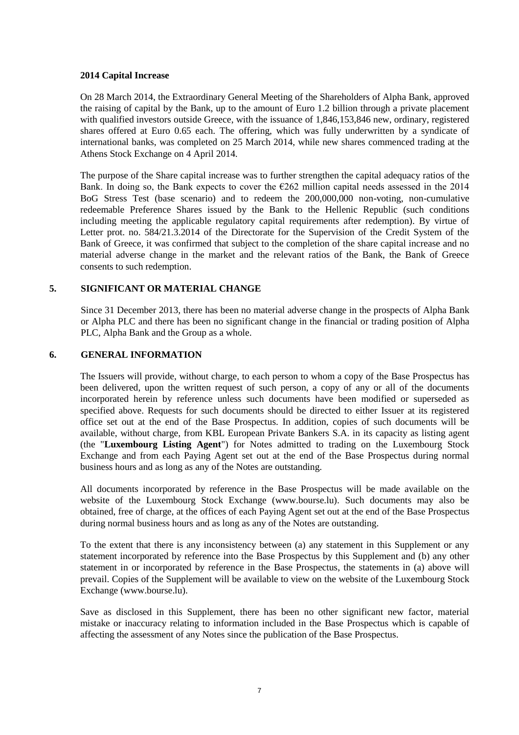**2014 Capital Increase**

On 28 March 2014, the Extraordinary General Meeting of the Shareholders of Alpha Bank, approved the raising of capital by the Bank, up to the amount of Euro 1.2 billion through a private placement with qualified investors outside Greece, with the issuance of 1,846,153,846 new, ordinary, registered shares offered at Euro 0.65 each. The offering, which was fully underwritten by a syndicate of international banks, was completed on 25 March 2014, while new shares commenced trading at the Athens Stock Exchange on 4 April 2014.

The purpose of the Share capital increase was to further strengthen the capital adequacy ratios of the Bank. In doing so, the Bank expects to cover the €262 million capital needs assessed in the 2014 BoG Stress Test (base scenario) and to redeem the 200,000,000 non-voting, non-cumulative redeemable Preference Shares issued by the Bank to the Hellenic Republic (such conditions including meeting the applicable regulatory capital requirements after redemption). By virtue of Letter prot. no. 584/21.3.2014 of the Directorate for the Supervision of the Credit System of the Bank of Greece, it was confirmed that subject to the completion of the share capital increase and no material adverse change in the market and the relevant ratios of the Bank, the Bank of Greece consents to such redemption.

## 5. SIGNIFICANT OR MATERIAL CHANGE

Since 31 December 2013, there has been no material adverse change in the prospects of Alpha Bank or Alpha PLC and there has been no significant change in the financial or trading position of Alpha PLC, Alpha Bank and the Group as a whole.

## 6. GENERAL INFORMATION

The Issuers will provide, without charge, to each person to whom a copy of the Base Prospectus has been delivered, upon the written request of such person, a copy of any or all of the documents incorporated herein by reference unless such documents have been modified or superseded as specified above. Requests for such documents should be directed to either Issuer at its registered office set out at the end of the Base Prospectus. In addition, copies of such documents will be available, without charge, from KBL European Private Bankers S.A. in its capacity as listing agent (the "**Luxembourg Listing Agent**") for Notes admitted to trading on the Luxembourg Stock Exchange and from each Paying Agent set out at the end of the Base Prospectus during normal business hours and as long as any of the Notes are outstanding.

All documents incorporated by reference in the Base Prospectus will be made available on the website of the Luxembourg Stock Exchange (www.bourse.lu). Such documents may also be obtained, free of charge, at the offices of each Paying Agent set out at the end of the Base Prospectus during normal business hours and as long as any of the Notes are outstanding.

To the extent that there is any inconsistency between (a) any statement in this Supplement or any statement incorporated by reference into the Base Prospectus by this Supplement and (b) any other statement in or incorporated by reference in the Base Prospectus, the statements in (a) above will prevail. Copies of the Supplement will be available to view on the website of the Luxembourg Stock Exchange (www.bourse.lu).

Save as disclosed in this Supplement, there has been no other significant new factor, material mistake or inaccuracy relating to information included in the Base Prospectus which is capable of affecting the assessment of any Notes since the publication of the Base Prospectus.